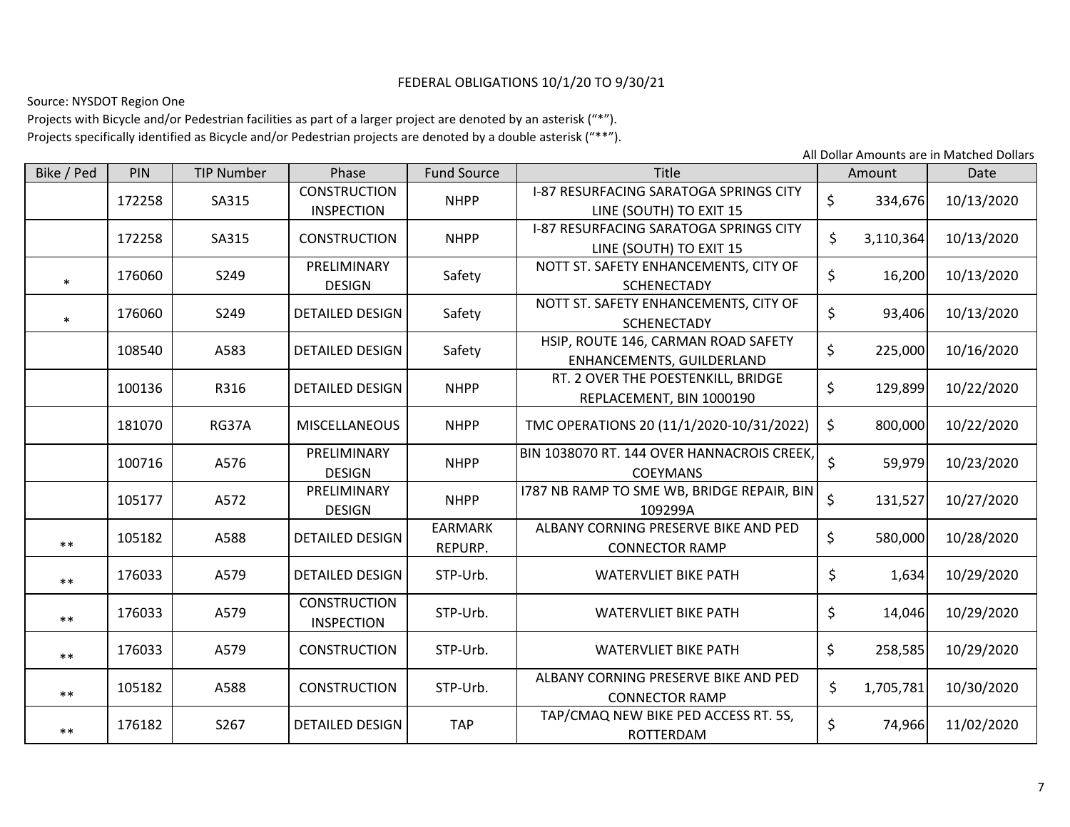FEDERAL OBLIGATIONS 10/1/20 TO 9/30/21

Source: NYSDOT Region One

Projects with Bicycle and/or Pedestrian facilities as part of a larger project are denoted by an asterisk (“*”).

Projects specifically identified as Bicycle and/or Pedestrian projects are denoted by a double asterisk (“**”).

All Dollar Amounts are in Matched Dollars

| Bike / Ped | PIN | TIP Number | Phase | Fund Source | Title | Amount | Date |
|---|---|---|---|---|---|---|---|
| | 172258 | SA315 | CONSTRUCTION INSPECTION | NHPP | I-87 RESURFACING SARATOGA SPRINGS CITY LINE (SOUTH) TO EXIT 15 | $ 334,676 | 10/13/2020 |
| | 172258 | SA315 | CONSTRUCTION | NHPP | I-87 RESURFACING SARATOGA SPRINGS CITY LINE (SOUTH) TO EXIT 15 | $ 3,110,364 | 10/13/2020 |
| * | 176060 | S249 | PRELIMINARY DESIGN | Safety | NOTT ST. SAFETY ENHANCEMENTS, CITY OF SCHENECTADY | $ 16,200 | 10/13/2020 |
| * | 176060 | S249 | DETAILED DESIGN | Safety | NOTT ST. SAFETY ENHANCEMENTS, CITY OF SCHENECTADY | $ 93,406 | 10/13/2020 |
| | 108540 | A583 | DETAILED DESIGN | Safety | HSIP, ROUTE 146, CARMAN ROAD SAFETY ENHANCEMENTS, GUILDERLAND | $ 225,000 | 10/16/2020 |
| | 100136 | R316 | DETAILED DESIGN | NHPP | RT. 2 OVER THE POESTENKILL, BRIDGE REPLACEMENT, BIN 1000190 | $ 129,899 | 10/22/2020 |
| | 181070 | RG37A | MISCELLANEOUS | NHPP | TMC OPERATIONS 20 (11/1/2020-10/31/2022) | $ 800,000 | 10/22/2020 |
| | 100716 | A576 | PRELIMINARY DESIGN | NHPP | BIN 1038070 RT. 144 OVER HANNACROIS CREEK, COEYMANS | $ 59,979 | 10/23/2020 |
| | 105177 | A572 | PRELIMINARY DESIGN | NHPP | I787 NB RAMP TO SME WB, BRIDGE REPAIR, BIN 109299A | $ 131,527 | 10/27/2020 |
| ** | 105182 | A588 | DETAILED DESIGN | EARMARK REPURP. | ALBANY CORNING PRESERVE BIKE AND PED CONNECTOR RAMP | $ 580,000 | 10/28/2020 |
| ** | 176033 | A579 | DETAILED DESIGN | STP-Urb. | WATERVLIET BIKE PATH | $ 1,634 | 10/29/2020 |
| ** | 176033 | A579 | CONSTRUCTION INSPECTION | STP-Urb. | WATERVLIET BIKE PATH | $ 14,046 | 10/29/2020 |
| ** | 176033 | A579 | CONSTRUCTION | STP-Urb. | WATERVLIET BIKE PATH | $ 258,585 | 10/29/2020 |
| ** | 105182 | A588 | CONSTRUCTION | STP-Urb. | ALBANY CORNING PRESERVE BIKE AND PED CONNECTOR RAMP | $ 1,705,781 | 10/30/2020 |
| ** | 176182 | S267 | DETAILED DESIGN | TAP | TAP/CMAQ NEW BIKE PED ACCESS RT. 5S, ROTTERDAM | $ 74,966 | 11/02/2020 |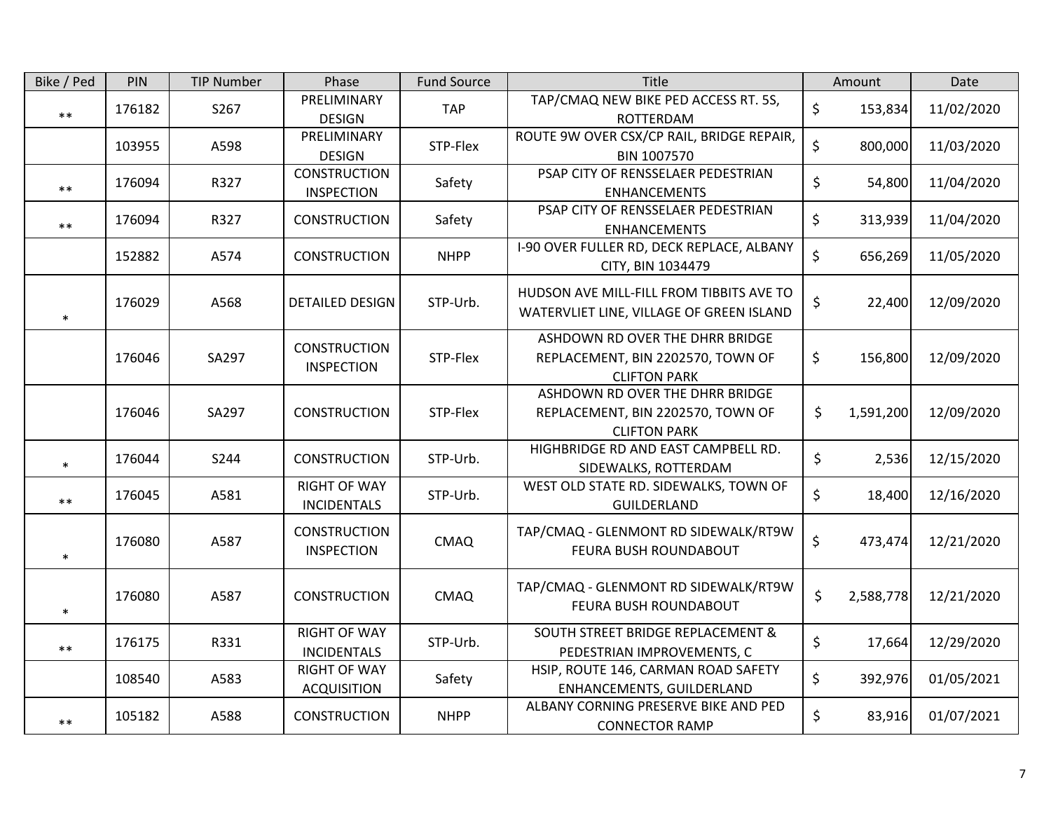| Bike / Ped | PIN | TIP Number | Phase | Fund Source | Title | Amount | Date |
|---|---|---|---|---|---|---|---|
| ** | 176182 | S267 | PRELIMINARY DESIGN | TAP | TAP/CMAQ NEW BIKE PED ACCESS RT. 5S, ROTTERDAM | $ 153,834 | 11/02/2020 |
| | 103955 | A598 | PRELIMINARY DESIGN | STP-Flex | ROUTE 9W OVER CSX/CP RAIL, BRIDGE REPAIR, BIN 1007570 | $ 800,000 | 11/03/2020 |
| ** | 176094 | R327 | CONSTRUCTION INSPECTION | Safety | PSAP CITY OF RENSSELAER PEDESTRIAN ENHANCEMENTS | $ 54,800 | 11/04/2020 |
| ** | 176094 | R327 | CONSTRUCTION | Safety | PSAP CITY OF RENSSELAER PEDESTRIAN ENHANCEMENTS | $ 313,939 | 11/04/2020 |
| | 152882 | A574 | CONSTRUCTION | NHPP | I-90 OVER FULLER RD, DECK REPLACE, ALBANY CITY, BIN 1034479 | $ 656,269 | 11/05/2020 |
| * | 176029 | A568 | DETAILED DESIGN | STP-Urb. | HUDSON AVE MILL-FILL FROM TIBBITS AVE TO WATERVLIET LINE, VILLAGE OF GREEN ISLAND | $ 22,400 | 12/09/2020 |
| | 176046 | SA297 | CONSTRUCTION INSPECTION | STP-Flex | ASHDOWN RD OVER THE DHRR BRIDGE REPLACEMENT, BIN 2202570, TOWN OF CLIFTON PARK | $ 156,800 | 12/09/2020 |
| | 176046 | SA297 | CONSTRUCTION | STP-Flex | ASHDOWN RD OVER THE DHRR BRIDGE REPLACEMENT, BIN 2202570, TOWN OF CLIFTON PARK | $ 1,591,200 | 12/09/2020 |
| * | 176044 | S244 | CONSTRUCTION | STP-Urb. | HIGHBRIDGE RD AND EAST CAMPBELL RD. SIDEWALKS, ROTTERDAM | $ 2,536 | 12/15/2020 |
| ** | 176045 | A581 | RIGHT OF WAY INCIDENTALS | STP-Urb. | WEST OLD STATE RD. SIDEWALKS, TOWN OF GUILDERLAND | $ 18,400 | 12/16/2020 |
| * | 176080 | A587 | CONSTRUCTION INSPECTION | CMAQ | TAP/CMAQ - GLENMONT RD SIDEWALK/RT9W FEURA BUSH ROUNDABOUT | $ 473,474 | 12/21/2020 |
| * | 176080 | A587 | CONSTRUCTION | CMAQ | TAP/CMAQ - GLENMONT RD SIDEWALK/RT9W FEURA BUSH ROUNDABOUT | $ 2,588,778 | 12/21/2020 |
| ** | 176175 | R331 | RIGHT OF WAY INCIDENTALS | STP-Urb. | SOUTH STREET BRIDGE REPLACEMENT & PEDESTRIAN IMPROVEMENTS, C | $ 17,664 | 12/29/2020 |
| | 108540 | A583 | RIGHT OF WAY ACQUISITION | Safety | HSIP, ROUTE 146, CARMAN ROAD SAFETY ENHANCEMENTS, GUILDERLAND | $ 392,976 | 01/05/2021 |
| ** | 105182 | A588 | CONSTRUCTION | NHPP | ALBANY CORNING PRESERVE BIKE AND PED CONNECTOR RAMP | $ 83,916 | 01/07/2021 |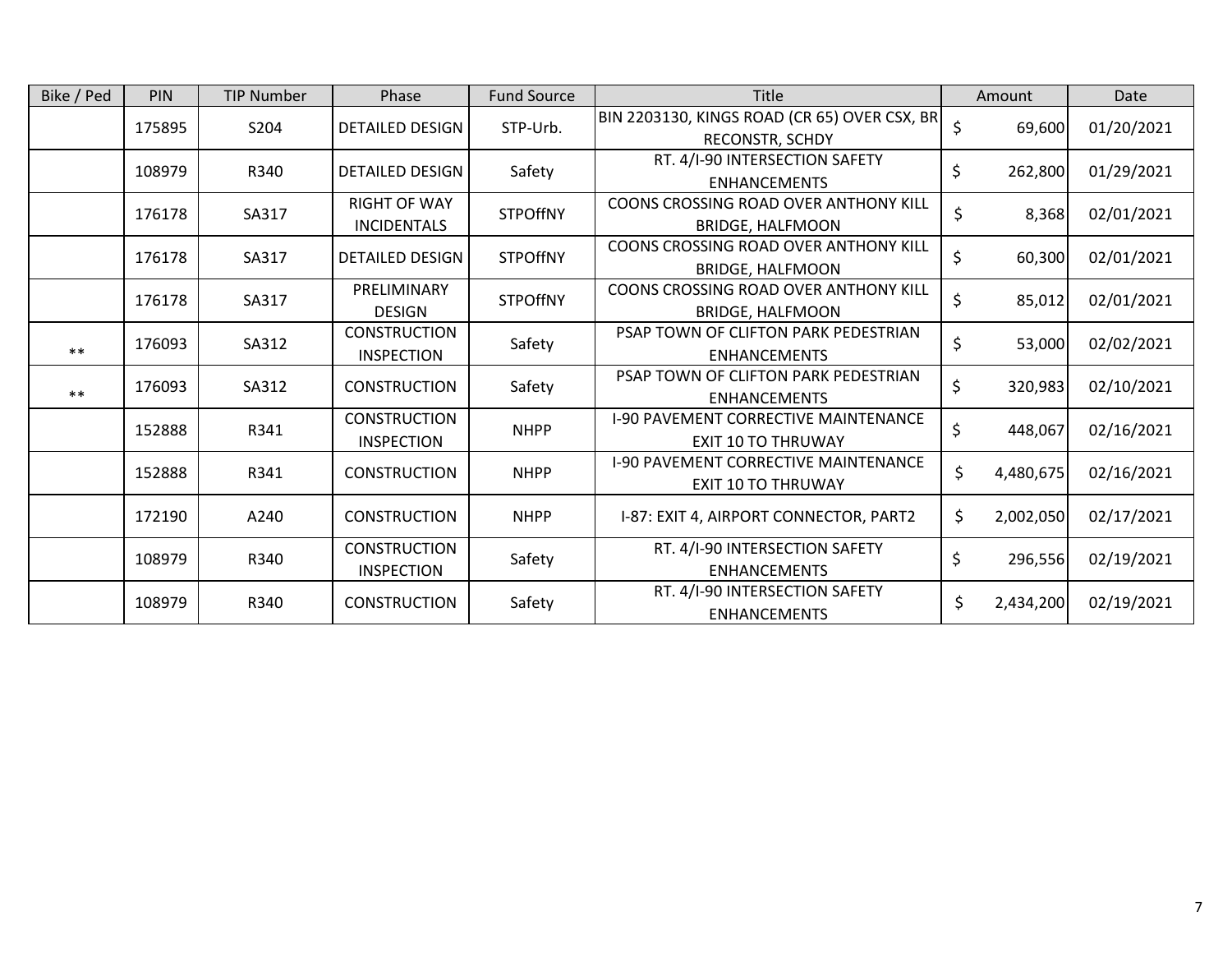| Bike / Ped | PIN | TIP Number | Phase | Fund Source | Title | Amount | Date |
|---|---|---|---|---|---|---|---|
| | 175895 | S204 | DETAILED DESIGN | STP-Urb. | BIN 2203130, KINGS ROAD (CR 65) OVER CSX, BR RECONSTR, SCHDY | $ 69,600 | 01/20/2021 |
| | 108979 | R340 | DETAILED DESIGN | Safety | RT. 4/I-90 INTERSECTION SAFETY ENHANCEMENTS | $ 262,800 | 01/29/2021 |
| | 176178 | SA317 | RIGHT OF WAY INCIDENTALS | STPOffNY | COONS CROSSING ROAD OVER ANTHONY KILL BRIDGE, HALFMOON | $ 8,368 | 02/01/2021 |
| | 176178 | SA317 | DETAILED DESIGN | STPOffNY | COONS CROSSING ROAD OVER ANTHONY KILL BRIDGE, HALFMOON | $ 60,300 | 02/01/2021 |
| | 176178 | SA317 | PRELIMINARY DESIGN | STPOffNY | COONS CROSSING ROAD OVER ANTHONY KILL BRIDGE, HALFMOON | $ 85,012 | 02/01/2021 |
| ** | 176093 | SA312 | CONSTRUCTION INSPECTION | Safety | PSAP TOWN OF CLIFTON PARK PEDESTRIAN ENHANCEMENTS | $ 53,000 | 02/02/2021 |
| ** | 176093 | SA312 | CONSTRUCTION | Safety | PSAP TOWN OF CLIFTON PARK PEDESTRIAN ENHANCEMENTS | $ 320,983 | 02/10/2021 |
| | 152888 | R341 | CONSTRUCTION INSPECTION | NHPP | I-90 PAVEMENT CORRECTIVE MAINTENANCE EXIT 10 TO THRUWAY | $ 448,067 | 02/16/2021 |
| | 152888 | R341 | CONSTRUCTION | NHPP | I-90 PAVEMENT CORRECTIVE MAINTENANCE EXIT 10 TO THRUWAY | $ 4,480,675 | 02/16/2021 |
| | 172190 | A240 | CONSTRUCTION | NHPP | I-87: EXIT 4, AIRPORT CONNECTOR, PART2 | $ 2,002,050 | 02/17/2021 |
| | 108979 | R340 | CONSTRUCTION INSPECTION | Safety | RT. 4/I-90 INTERSECTION SAFETY ENHANCEMENTS | $ 296,556 | 02/19/2021 |
| | 108979 | R340 | CONSTRUCTION | Safety | RT. 4/I-90 INTERSECTION SAFETY ENHANCEMENTS | $ 2,434,200 | 02/19/2021 |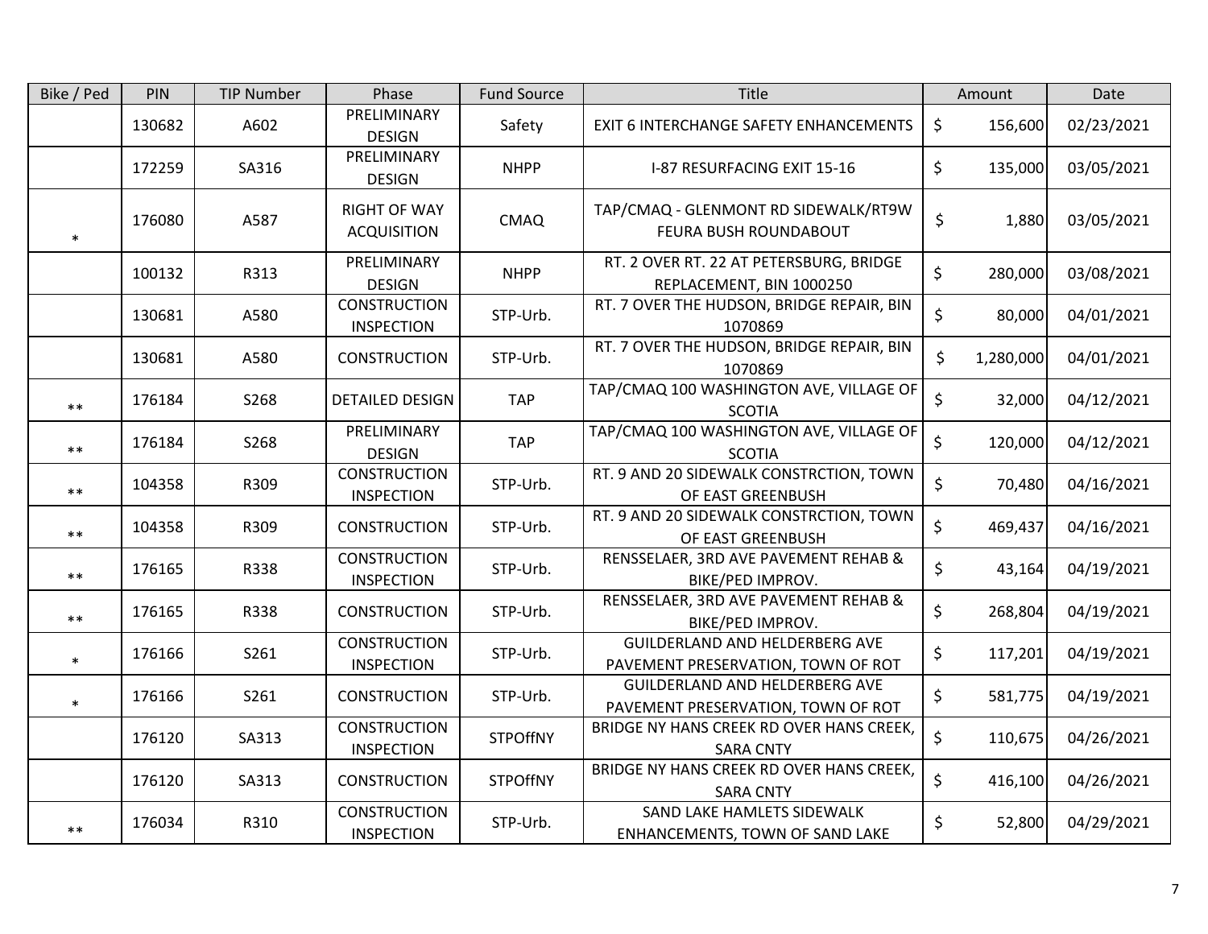| Bike / Ped | PIN | TIP Number | Phase | Fund Source | Title | Amount | Date |
|---|---|---|---|---|---|---|---|
| | 130682 | A602 | PRELIMINARY DESIGN | Safety | EXIT 6 INTERCHANGE SAFETY ENHANCEMENTS | $ 156,600 | 02/23/2021 |
| | 172259 | SA316 | PRELIMINARY DESIGN | NHPP | I-87 RESURFACING EXIT 15-16 | $ 135,000 | 03/05/2021 |
| * | 176080 | A587 | RIGHT OF WAY ACQUISITION | CMAQ | TAP/CMAQ - GLENMONT RD SIDEWALK/RT9W FEURA BUSH ROUNDABOUT | $ 1,880 | 03/05/2021 |
| | 100132 | R313 | PRELIMINARY DESIGN | NHPP | RT. 2 OVER RT. 22 AT PETERSBURG, BRIDGE REPLACEMENT, BIN 1000250 | $ 280,000 | 03/08/2021 |
| | 130681 | A580 | CONSTRUCTION INSPECTION | STP-Urb. | RT. 7 OVER THE HUDSON, BRIDGE REPAIR, BIN 1070869 | $ 80,000 | 04/01/2021 |
| | 130681 | A580 | CONSTRUCTION | STP-Urb. | RT. 7 OVER THE HUDSON, BRIDGE REPAIR, BIN 1070869 | $ 1,280,000 | 04/01/2021 |
| ** | 176184 | S268 | DETAILED DESIGN | TAP | TAP/CMAQ 100 WASHINGTON AVE, VILLAGE OF SCOTIA | $ 32,000 | 04/12/2021 |
| ** | 176184 | S268 | PRELIMINARY DESIGN | TAP | TAP/CMAQ 100 WASHINGTON AVE, VILLAGE OF SCOTIA | $ 120,000 | 04/12/2021 |
| ** | 104358 | R309 | CONSTRUCTION INSPECTION | STP-Urb. | RT. 9 AND 20 SIDEWALK CONSTRCTION, TOWN OF EAST GREENBUSH | $ 70,480 | 04/16/2021 |
| ** | 104358 | R309 | CONSTRUCTION | STP-Urb. | RT. 9 AND 20 SIDEWALK CONSTRCTION, TOWN OF EAST GREENBUSH | $ 469,437 | 04/16/2021 |
| ** | 176165 | R338 | CONSTRUCTION INSPECTION | STP-Urb. | RENSSELAER, 3RD AVE PAVEMENT REHAB & BIKE/PED IMPROV. | $ 43,164 | 04/19/2021 |
| ** | 176165 | R338 | CONSTRUCTION | STP-Urb. | RENSSELAER, 3RD AVE PAVEMENT REHAB & BIKE/PED IMPROV. | $ 268,804 | 04/19/2021 |
| * | 176166 | S261 | CONSTRUCTION INSPECTION | STP-Urb. | GUILDERLAND AND HELDERBERG AVE PAVEMENT PRESERVATION, TOWN OF ROT | $ 117,201 | 04/19/2021 |
| * | 176166 | S261 | CONSTRUCTION | STP-Urb. | GUILDERLAND AND HELDERBERG AVE PAVEMENT PRESERVATION, TOWN OF ROT | $ 581,775 | 04/19/2021 |
| | 176120 | SA313 | CONSTRUCTION INSPECTION | STPOffNY | BRIDGE NY HANS CREEK RD OVER HANS CREEK, SARA CNTY | $ 110,675 | 04/26/2021 |
| | 176120 | SA313 | CONSTRUCTION | STPOffNY | BRIDGE NY HANS CREEK RD OVER HANS CREEK, SARA CNTY | $ 416,100 | 04/26/2021 |
| ** | 176034 | R310 | CONSTRUCTION INSPECTION | STP-Urb. | SAND LAKE HAMLETS SIDEWALK ENHANCEMENTS, TOWN OF SAND LAKE | $ 52,800 | 04/29/2021 |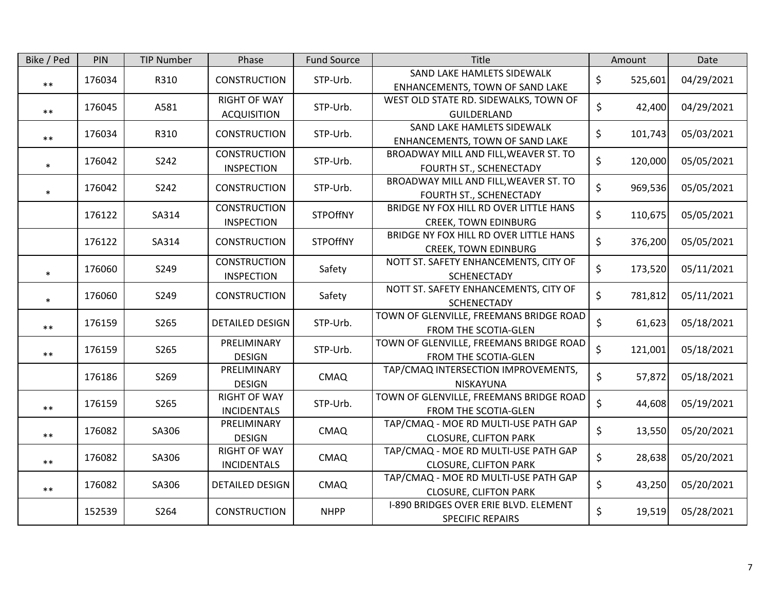| Bike / Ped | PIN | TIP Number | Phase | Fund Source | Title | Amount | Date |
|---|---|---|---|---|---|---|---|
| ** | 176034 | R310 | CONSTRUCTION | STP-Urb. | SAND LAKE HAMLETS SIDEWALK ENHANCEMENTS, TOWN OF SAND LAKE | $ 525,601 | 04/29/2021 |
| ** | 176045 | A581 | RIGHT OF WAY ACQUISITION | STP-Urb. | WEST OLD STATE RD. SIDEWALKS, TOWN OF GUILDERLAND | $ 42,400 | 04/29/2021 |
| ** | 176034 | R310 | CONSTRUCTION | STP-Urb. | SAND LAKE HAMLETS SIDEWALK ENHANCEMENTS, TOWN OF SAND LAKE | $ 101,743 | 05/03/2021 |
| * | 176042 | S242 | CONSTRUCTION INSPECTION | STP-Urb. | BROADWAY MILL AND FILL,WEAVER ST. TO FOURTH ST., SCHENECTADY | $ 120,000 | 05/05/2021 |
| * | 176042 | S242 | CONSTRUCTION | STP-Urb. | BROADWAY MILL AND FILL,WEAVER ST. TO FOURTH ST., SCHENECTADY | $ 969,536 | 05/05/2021 |
| | 176122 | SA314 | CONSTRUCTION INSPECTION | STPOffNY | BRIDGE NY FOX HILL RD OVER LITTLE HANS CREEK, TOWN EDINBURG | $ 110,675 | 05/05/2021 |
| | 176122 | SA314 | CONSTRUCTION | STPOffNY | BRIDGE NY FOX HILL RD OVER LITTLE HANS CREEK, TOWN EDINBURG | $ 376,200 | 05/05/2021 |
| * | 176060 | S249 | CONSTRUCTION INSPECTION | Safety | NOTT ST. SAFETY ENHANCEMENTS, CITY OF SCHENECTADY | $ 173,520 | 05/11/2021 |
| * | 176060 | S249 | CONSTRUCTION | Safety | NOTT ST. SAFETY ENHANCEMENTS, CITY OF SCHENECTADY | $ 781,812 | 05/11/2021 |
| ** | 176159 | S265 | DETAILED DESIGN | STP-Urb. | TOWN OF GLENVILLE, FREEMANS BRIDGE ROAD FROM THE SCOTIA-GLEN | $ 61,623 | 05/18/2021 |
| ** | 176159 | S265 | PRELIMINARY DESIGN | STP-Urb. | TOWN OF GLENVILLE, FREEMANS BRIDGE ROAD FROM THE SCOTIA-GLEN | $ 121,001 | 05/18/2021 |
| | 176186 | S269 | PRELIMINARY DESIGN | CMAQ | TAP/CMAQ INTERSECTION IMPROVEMENTS, NISKAYUNA | $ 57,872 | 05/18/2021 |
| ** | 176159 | S265 | RIGHT OF WAY INCIDENTALS | STP-Urb. | TOWN OF GLENVILLE, FREEMANS BRIDGE ROAD FROM THE SCOTIA-GLEN | $ 44,608 | 05/19/2021 |
| ** | 176082 | SA306 | PRELIMINARY DESIGN | CMAQ | TAP/CMAQ - MOE RD MULTI-USE PATH GAP CLOSURE, CLIFTON PARK | $ 13,550 | 05/20/2021 |
| ** | 176082 | SA306 | RIGHT OF WAY INCIDENTALS | CMAQ | TAP/CMAQ - MOE RD MULTI-USE PATH GAP CLOSURE, CLIFTON PARK | $ 28,638 | 05/20/2021 |
| ** | 176082 | SA306 | DETAILED DESIGN | CMAQ | TAP/CMAQ - MOE RD MULTI-USE PATH GAP CLOSURE, CLIFTON PARK | $ 43,250 | 05/20/2021 |
| | 152539 | S264 | CONSTRUCTION | NHPP | I-890 BRIDGES OVER ERIE BLVD. ELEMENT SPECIFIC REPAIRS | $ 19,519 | 05/28/2021 |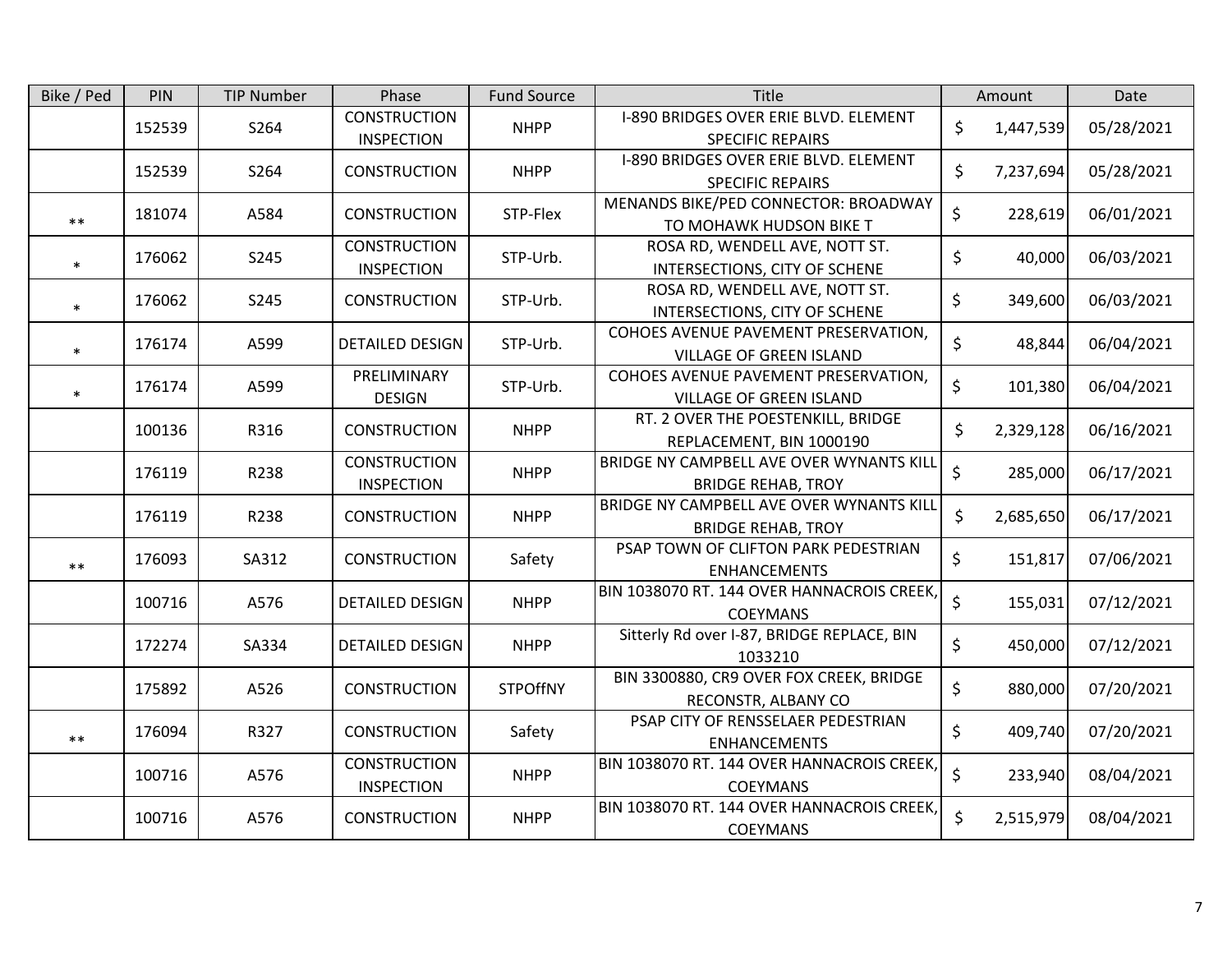| Bike / Ped | PIN | TIP Number | Phase | Fund Source | Title | Amount | Date |
|---|---|---|---|---|---|---|---|
| | 152539 | S264 | CONSTRUCTION INSPECTION | NHPP | I-890 BRIDGES OVER ERIE BLVD. ELEMENT SPECIFIC REPAIRS | $ 1,447,539 | 05/28/2021 |
| | 152539 | S264 | CONSTRUCTION | NHPP | I-890 BRIDGES OVER ERIE BLVD. ELEMENT SPECIFIC REPAIRS | $ 7,237,694 | 05/28/2021 |
| ** | 181074 | A584 | CONSTRUCTION | STP-Flex | MENANDS BIKE/PED CONNECTOR: BROADWAY TO MOHAWK HUDSON BIKE T | $ 228,619 | 06/01/2021 |
| * | 176062 | S245 | CONSTRUCTION INSPECTION | STP-Urb. | ROSA RD, WENDELL AVE, NOTT ST. INTERSECTIONS, CITY OF SCHENE | $ 40,000 | 06/03/2021 |
| * | 176062 | S245 | CONSTRUCTION | STP-Urb. | ROSA RD, WENDELL AVE, NOTT ST. INTERSECTIONS, CITY OF SCHENE | $ 349,600 | 06/03/2021 |
| * | 176174 | A599 | DETAILED DESIGN | STP-Urb. | COHOES AVENUE PAVEMENT PRESERVATION, VILLAGE OF GREEN ISLAND | $ 48,844 | 06/04/2021 |
| * | 176174 | A599 | PRELIMINARY DESIGN | STP-Urb. | COHOES AVENUE PAVEMENT PRESERVATION, VILLAGE OF GREEN ISLAND | $ 101,380 | 06/04/2021 |
| | 100136 | R316 | CONSTRUCTION | NHPP | RT. 2 OVER THE POESTENKILL, BRIDGE REPLACEMENT, BIN 1000190 | $ 2,329,128 | 06/16/2021 |
| | 176119 | R238 | CONSTRUCTION INSPECTION | NHPP | BRIDGE NY CAMPBELL AVE OVER WYNANTS KILL BRIDGE REHAB, TROY | $ 285,000 | 06/17/2021 |
| | 176119 | R238 | CONSTRUCTION | NHPP | BRIDGE NY CAMPBELL AVE OVER WYNANTS KILL BRIDGE REHAB, TROY | $ 2,685,650 | 06/17/2021 |
| ** | 176093 | SA312 | CONSTRUCTION | Safety | PSAP TOWN OF CLIFTON PARK PEDESTRIAN ENHANCEMENTS | $ 151,817 | 07/06/2021 |
| | 100716 | A576 | DETAILED DESIGN | NHPP | BIN 1038070 RT. 144 OVER HANNACROIS CREEK, COEYMANS | $ 155,031 | 07/12/2021 |
| | 172274 | SA334 | DETAILED DESIGN | NHPP | Sitterly Rd over I-87, BRIDGE REPLACE, BIN 1033210 | $ 450,000 | 07/12/2021 |
| | 175892 | A526 | CONSTRUCTION | STPOffNY | BIN 3300880, CR9 OVER FOX CREEK, BRIDGE RECONSTR, ALBANY CO | $ 880,000 | 07/20/2021 |
| ** | 176094 | R327 | CONSTRUCTION | Safety | PSAP CITY OF RENSSELAER PEDESTRIAN ENHANCEMENTS | $ 409,740 | 07/20/2021 |
| | 100716 | A576 | CONSTRUCTION INSPECTION | NHPP | BIN 1038070 RT. 144 OVER HANNACROIS CREEK, COEYMANS | $ 233,940 | 08/04/2021 |
| | 100716 | A576 | CONSTRUCTION | NHPP | BIN 1038070 RT. 144 OVER HANNACROIS CREEK, COEYMANS | $ 2,515,979 | 08/04/2021 |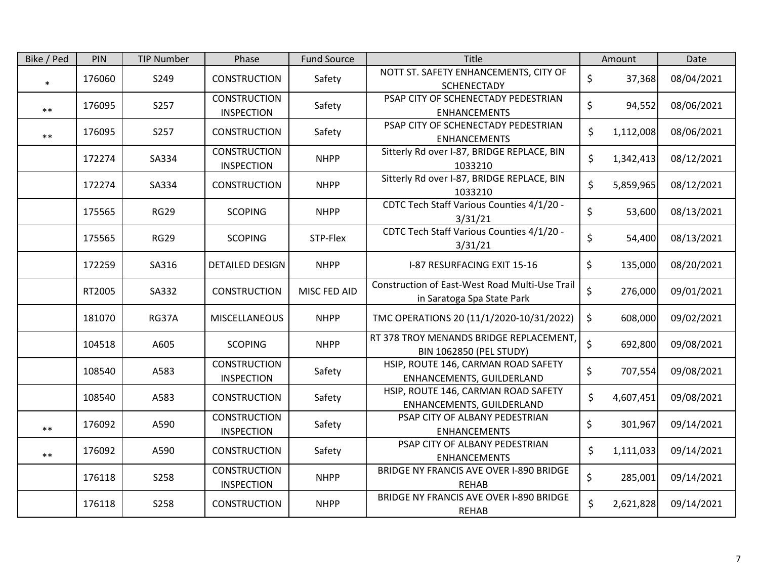| Bike / Ped | PIN | TIP Number | Phase | Fund Source | Title | Amount | Date |
|---|---|---|---|---|---|---|---|
| * | 176060 | S249 | CONSTRUCTION | Safety | NOTT ST. SAFETY ENHANCEMENTS, CITY OF SCHENECTADY | $ 37,368 | 08/04/2021 |
| ** | 176095 | S257 | CONSTRUCTION INSPECTION | Safety | PSAP CITY OF SCHENECTADY PEDESTRIAN ENHANCEMENTS | $ 94,552 | 08/06/2021 |
| ** | 176095 | S257 | CONSTRUCTION | Safety | PSAP CITY OF SCHENECTADY PEDESTRIAN ENHANCEMENTS | $ 1,112,008 | 08/06/2021 |
| | 172274 | SA334 | CONSTRUCTION INSPECTION | NHPP | Sitterly Rd over I-87, BRIDGE REPLACE, BIN 1033210 | $ 1,342,413 | 08/12/2021 |
| | 172274 | SA334 | CONSTRUCTION | NHPP | Sitterly Rd over I-87, BRIDGE REPLACE, BIN 1033210 | $ 5,859,965 | 08/12/2021 |
| | 175565 | RG29 | SCOPING | NHPP | CDTC Tech Staff Various Counties 4/1/20 - 3/31/21 | $ 53,600 | 08/13/2021 |
| | 175565 | RG29 | SCOPING | STP-Flex | CDTC Tech Staff Various Counties 4/1/20 - 3/31/21 | $ 54,400 | 08/13/2021 |
| | 172259 | SA316 | DETAILED DESIGN | NHPP | I-87 RESURFACING EXIT 15-16 | $ 135,000 | 08/20/2021 |
| | RT2005 | SA332 | CONSTRUCTION | MISC FED AID | Construction of East-West Road Multi-Use Trail in Saratoga Spa State Park | $ 276,000 | 09/01/2021 |
| | 181070 | RG37A | MISCELLANEOUS | NHPP | TMC OPERATIONS 20 (11/1/2020-10/31/2022) | $ 608,000 | 09/02/2021 |
| | 104518 | A605 | SCOPING | NHPP | RT 378 TROY MENANDS BRIDGE REPLACEMENT, BIN 1062850 (PEL STUDY) | $ 692,800 | 09/08/2021 |
| | 108540 | A583 | CONSTRUCTION INSPECTION | Safety | HSIP, ROUTE 146, CARMAN ROAD SAFETY ENHANCEMENTS, GUILDERLAND | $ 707,554 | 09/08/2021 |
| | 108540 | A583 | CONSTRUCTION | Safety | HSIP, ROUTE 146, CARMAN ROAD SAFETY ENHANCEMENTS, GUILDERLAND | $ 4,607,451 | 09/08/2021 |
| ** | 176092 | A590 | CONSTRUCTION INSPECTION | Safety | PSAP CITY OF ALBANY PEDESTRIAN ENHANCEMENTS | $ 301,967 | 09/14/2021 |
| ** | 176092 | A590 | CONSTRUCTION | Safety | PSAP CITY OF ALBANY PEDESTRIAN ENHANCEMENTS | $ 1,111,033 | 09/14/2021 |
| | 176118 | S258 | CONSTRUCTION INSPECTION | NHPP | BRIDGE NY FRANCIS AVE OVER I-890 BRIDGE REHAB | $ 285,001 | 09/14/2021 |
| | 176118 | S258 | CONSTRUCTION | NHPP | BRIDGE NY FRANCIS AVE OVER I-890 BRIDGE REHAB | $ 2,621,828 | 09/14/2021 |